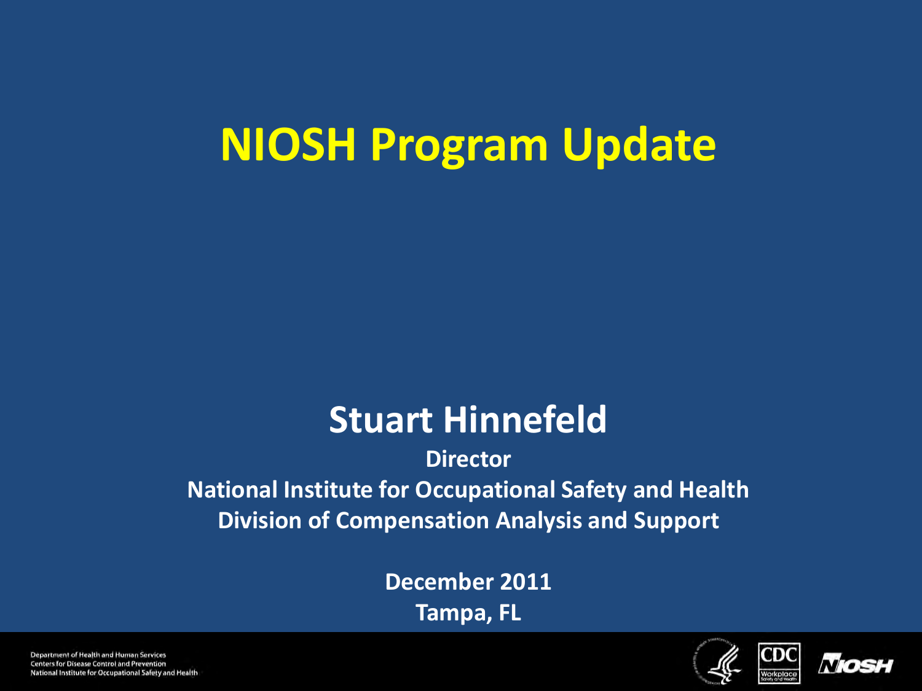# NIOSH Program Update

## Stuart Hinnefeld

**Director**

**National Institute for Occupational Safety and Health**

**Division of Compensation Analysis and Support**

**December 2011**

**Tampa, FL**

Department of Health and Human Services
Centers for Disease Control and Prevention
National Institute for Occupational Safety and Health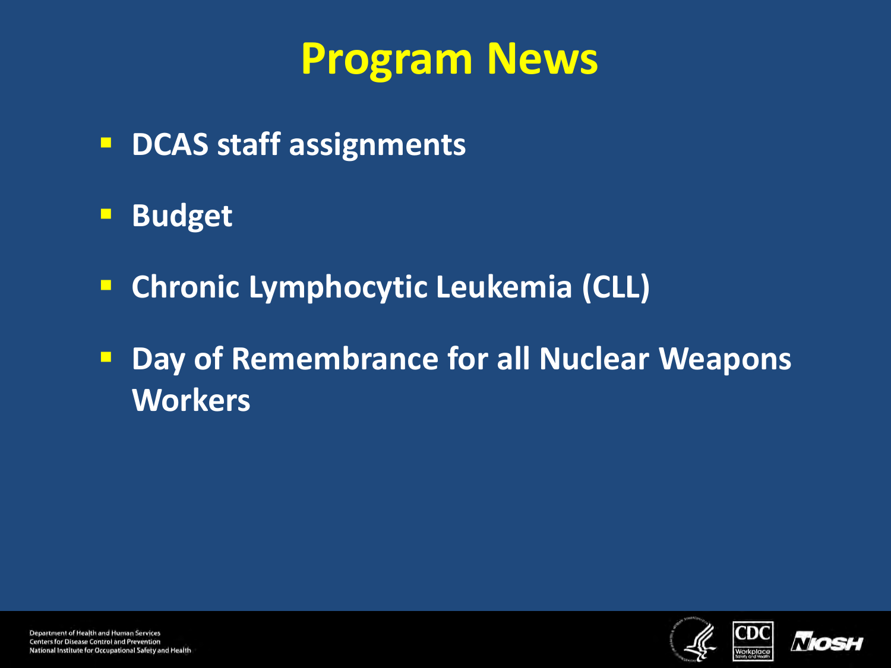# Program News

- DCAS staff assignments
- Budget
- Chronic Lymphocytic Leukemia (CLL)
- Day of Remembrance for all Nuclear Weapons Workers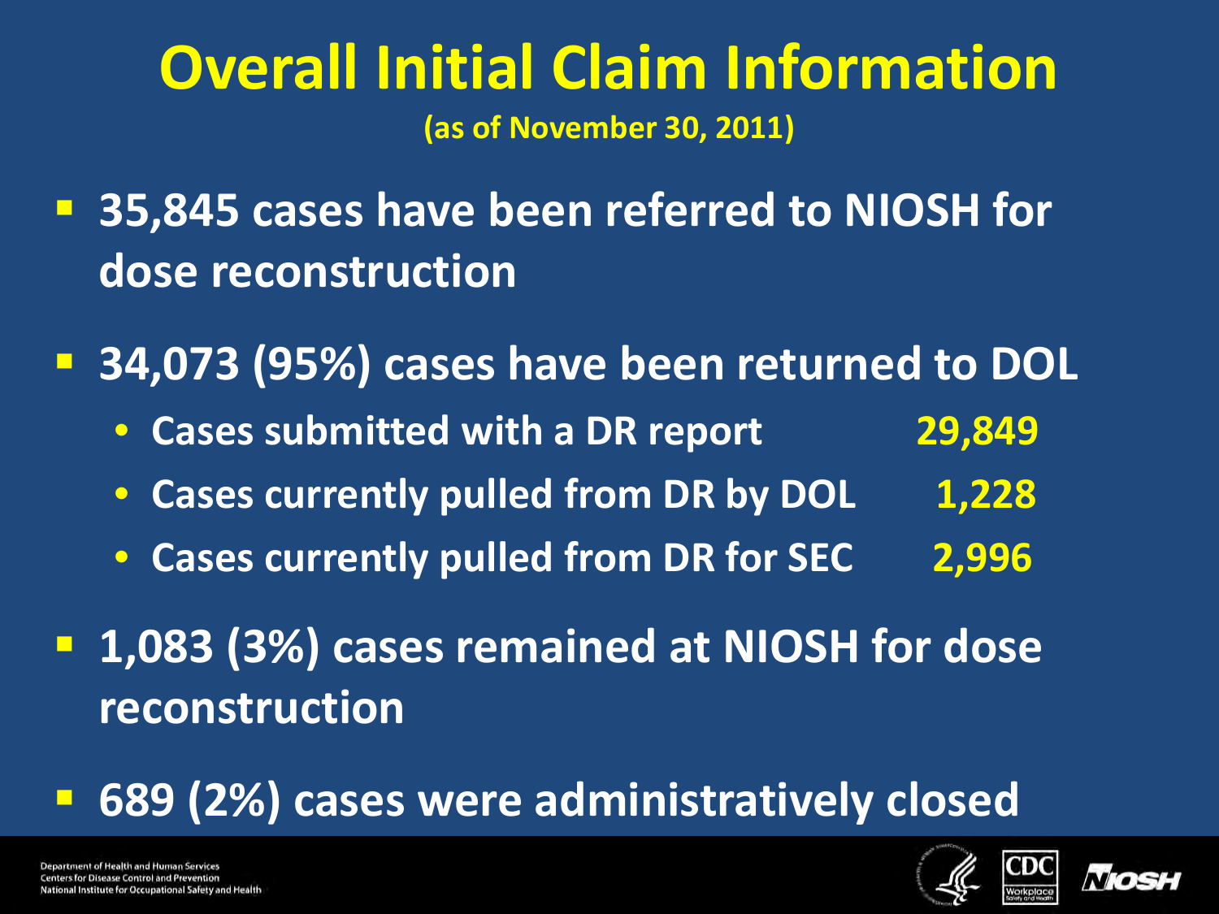# Overall Initial Claim Information

(as of November 30, 2011)

- **35,845 cases have been referred to NIOSH for dose reconstruction**
- **34,073 (95%) cases have been returned to DOL**
  - Cases submitted with a DR report 29,849
  - Cases currently pulled from DR by DOL 1,228
  - Cases currently pulled from DR for SEC 2,996
- **1,083 (3%) cases remained at NIOSH for dose reconstruction**
- **689 (2%) cases were administratively closed**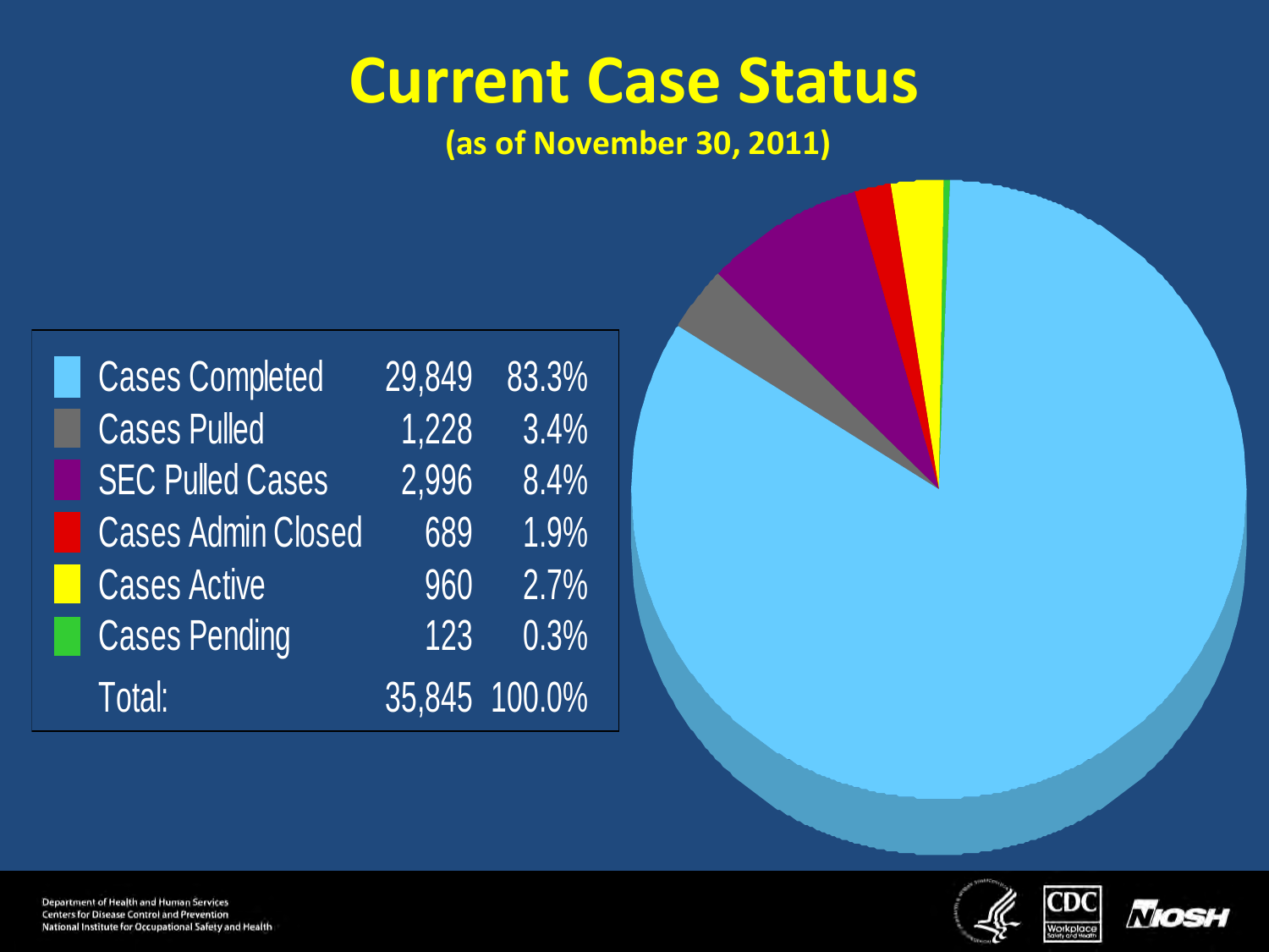# Current Case Status

**(as of November 30, 2011)**

| Status | Count | Percent |
|---|---|---|
| Cases Completed | 29,849 | 83.3% |
| Cases Pulled | 1,228 | 3.4% |
| SEC Pulled Cases | 2,996 | 8.4% |
| Cases Admin Closed | 689 | 1.9% |
| Cases Active | 960 | 2.7% |
| Cases Pending | 123 | 0.3% |
| Total: | 35,845 | 100.0% |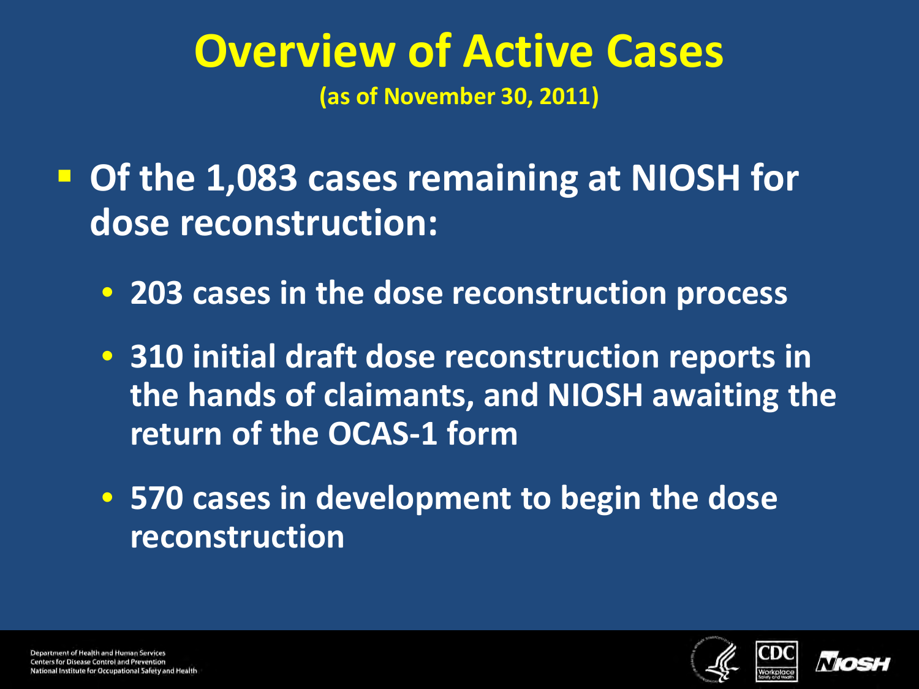# Overview of Active Cases

**(as of November 30, 2011)**

- **Of the 1,083 cases remaining at NIOSH for dose reconstruction:**
  - **203 cases in the dose reconstruction process**
  - **310 initial draft dose reconstruction reports in the hands of claimants, and NIOSH awaiting the return of the OCAS-1 form**
  - **570 cases in development to begin the dose reconstruction**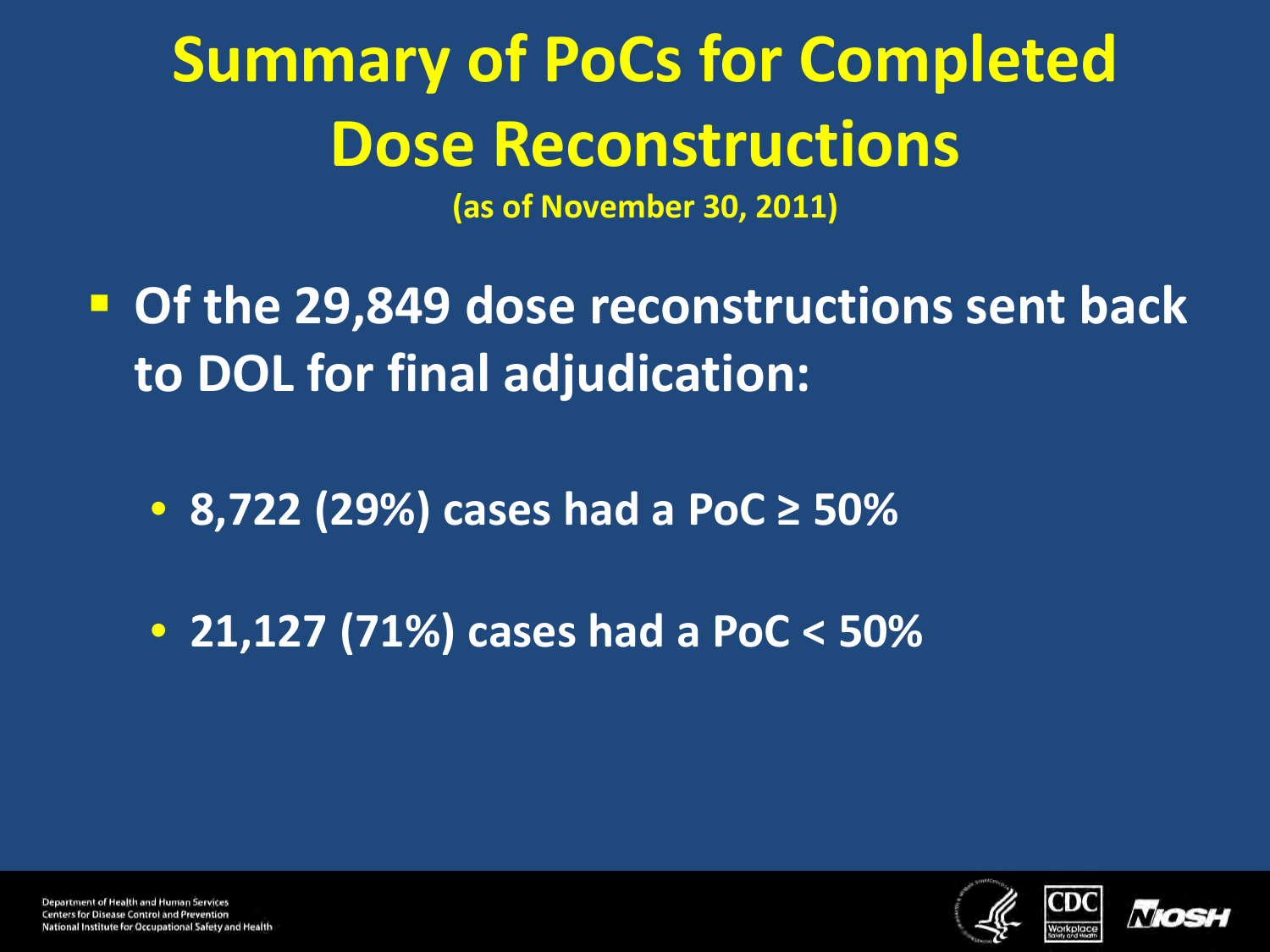# Summary of PoCs for Completed Dose Reconstructions

**(as of November 30, 2011)**

- **Of the 29,849 dose reconstructions sent back to DOL for final adjudication:**
  - **8,722 (29%) cases had a PoC ≥ 50%**
  - **21,127 (71%) cases had a PoC < 50%**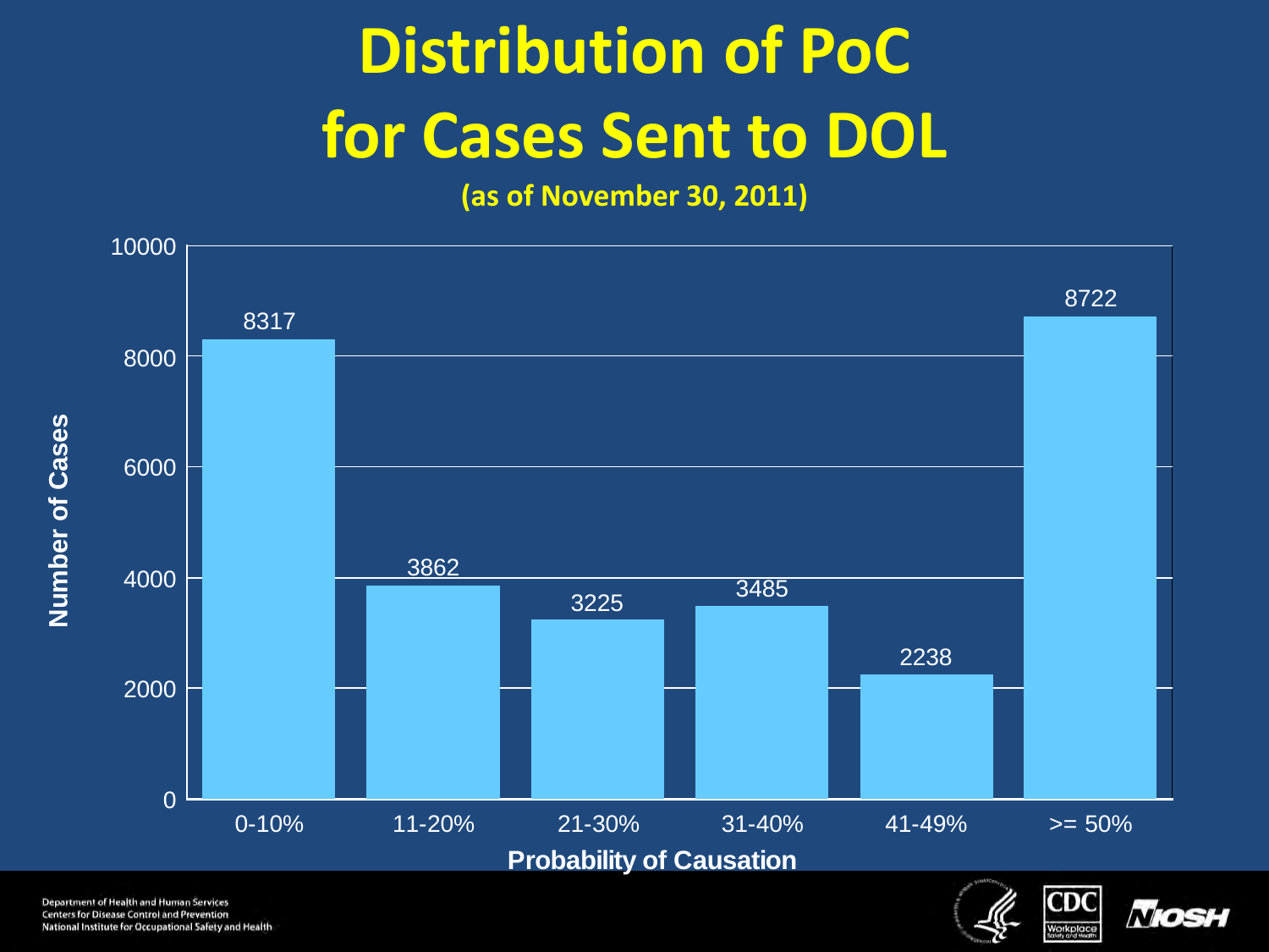# Distribution of PoC for Cases Sent to DOL

**(as of November 30, 2011)**

| Probability of Causation | Number of Cases |
|---|---|
| 0-10% | 8317 |
| 11-20% | 3862 |
| 21-30% | 3225 |
| 31-40% | 3485 |
| 41-49% | 2238 |
| >= 50% | 8722 |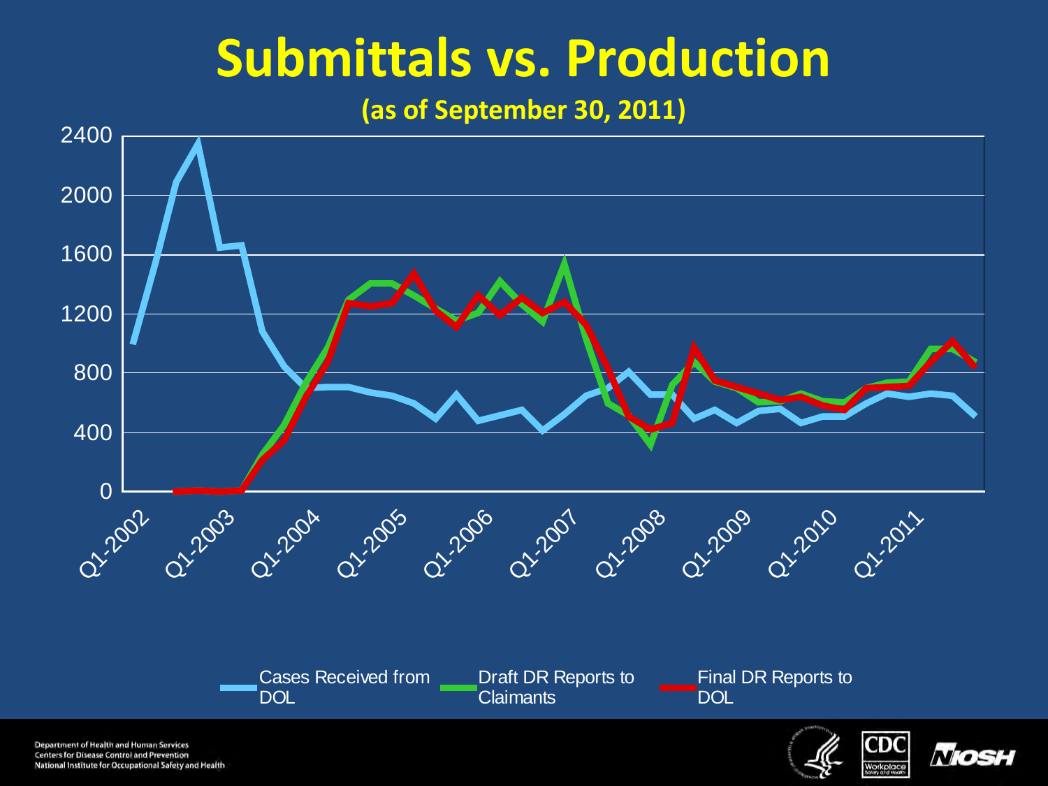# Submittals vs. Production

**(as of September 30, 2011)**

Chart y-axis values: 0, 400, 800, 1200, 1600, 2000, 2400

Chart x-axis labels: Q1-2002, Q1-2003, Q1-2004, Q1-2005, Q1-2006, Q1-2007, Q1-2008, Q1-2009, Q1-2010, Q1-2011

Legend:
- Cases Received from DOL
- Draft DR Reports to Claimants
- Final DR Reports to DOL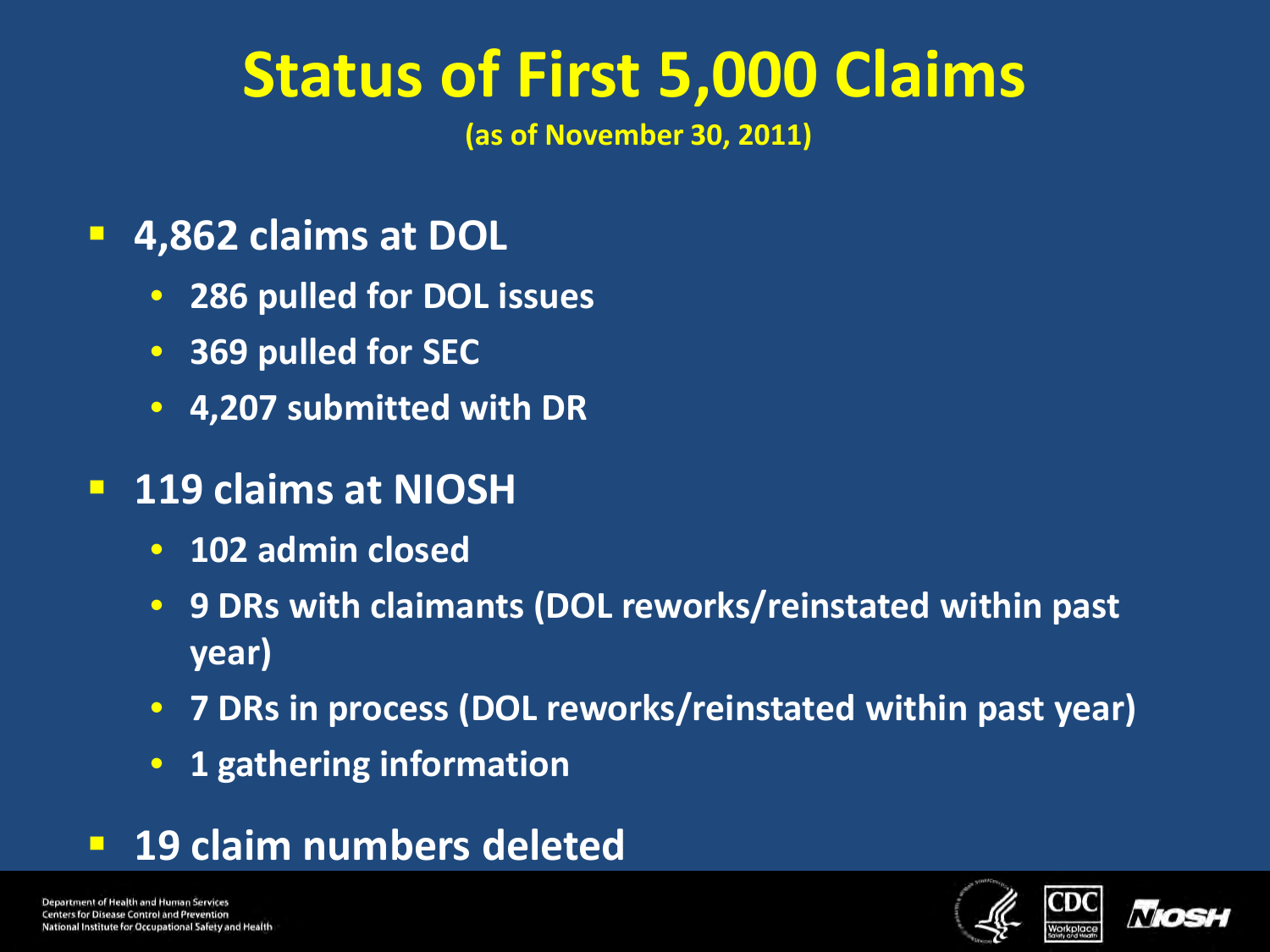# Status of First 5,000 Claims

**(as of November 30, 2011)**

- **4,862 claims at DOL**
  - **286 pulled for DOL issues**
  - **369 pulled for SEC**
  - **4,207 submitted with DR**
- **119 claims at NIOSH**
  - **102 admin closed**
  - **9 DRs with claimants (DOL reworks/reinstated within past year)**
  - **7 DRs in process (DOL reworks/reinstated within past year)**
  - **1 gathering information**
- **19 claim numbers deleted**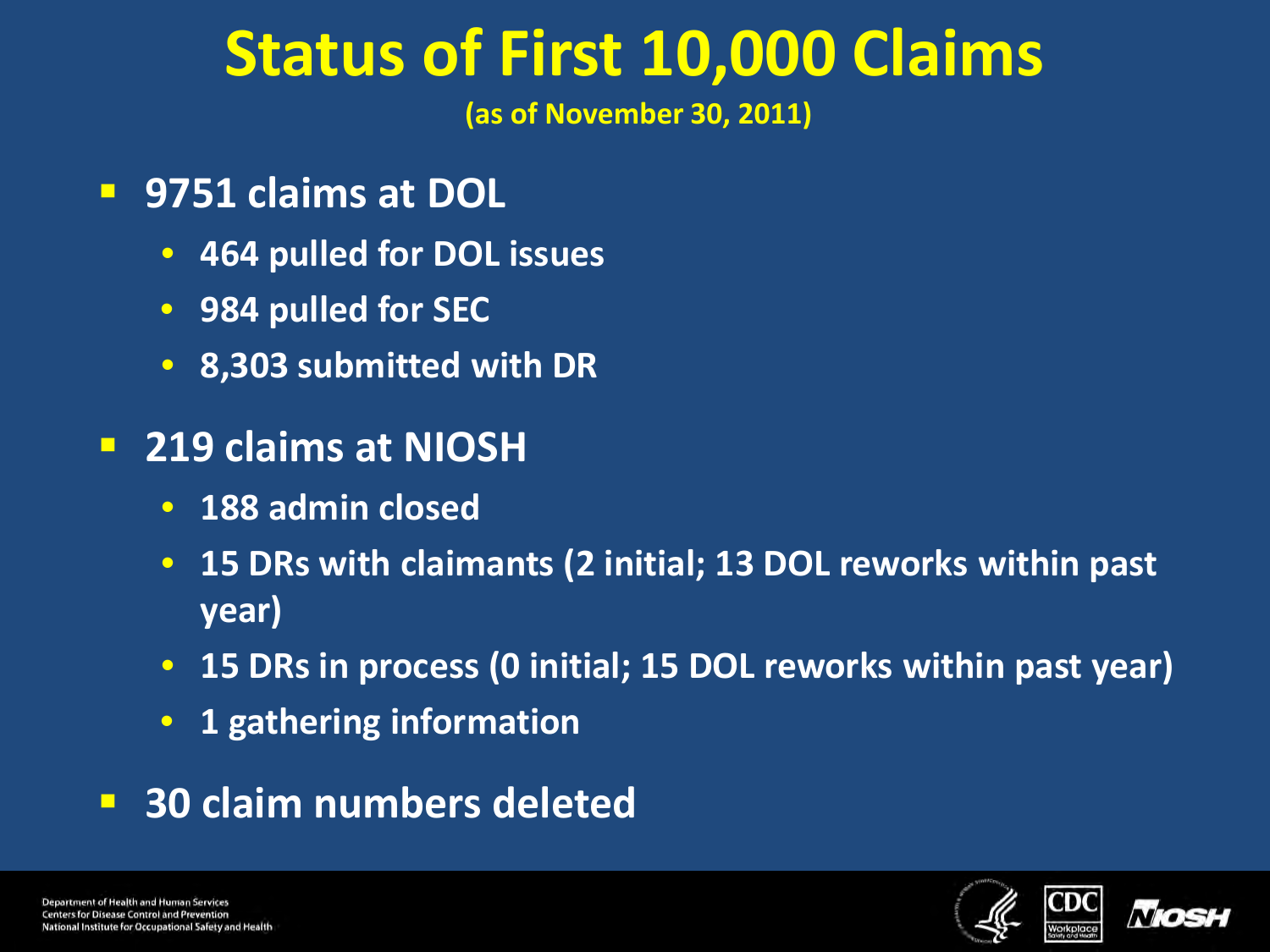# Status of First 10,000 Claims

**(as of November 30, 2011)**

- **9751 claims at DOL**
  - **464 pulled for DOL issues**
  - **984 pulled for SEC**
  - **8,303 submitted with DR**
- **219 claims at NIOSH**
  - **188 admin closed**
  - **15 DRs with claimants (2 initial; 13 DOL reworks within past year)**
  - **15 DRs in process (0 initial; 15 DOL reworks within past year)**
  - **1 gathering information**
- **30 claim numbers deleted**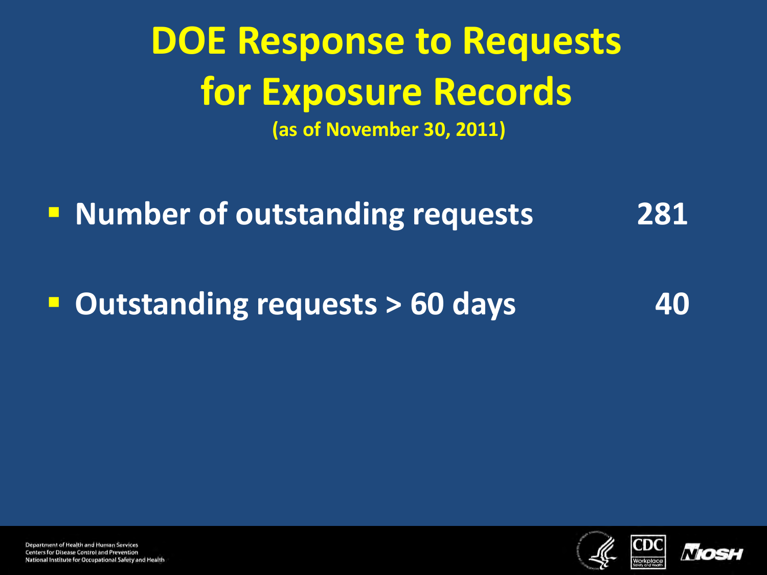# DOE Response to Requests for Exposure Records

**(as of November 30, 2011)**

- **Number of outstanding requests 281**
- **Outstanding requests > 60 days 40**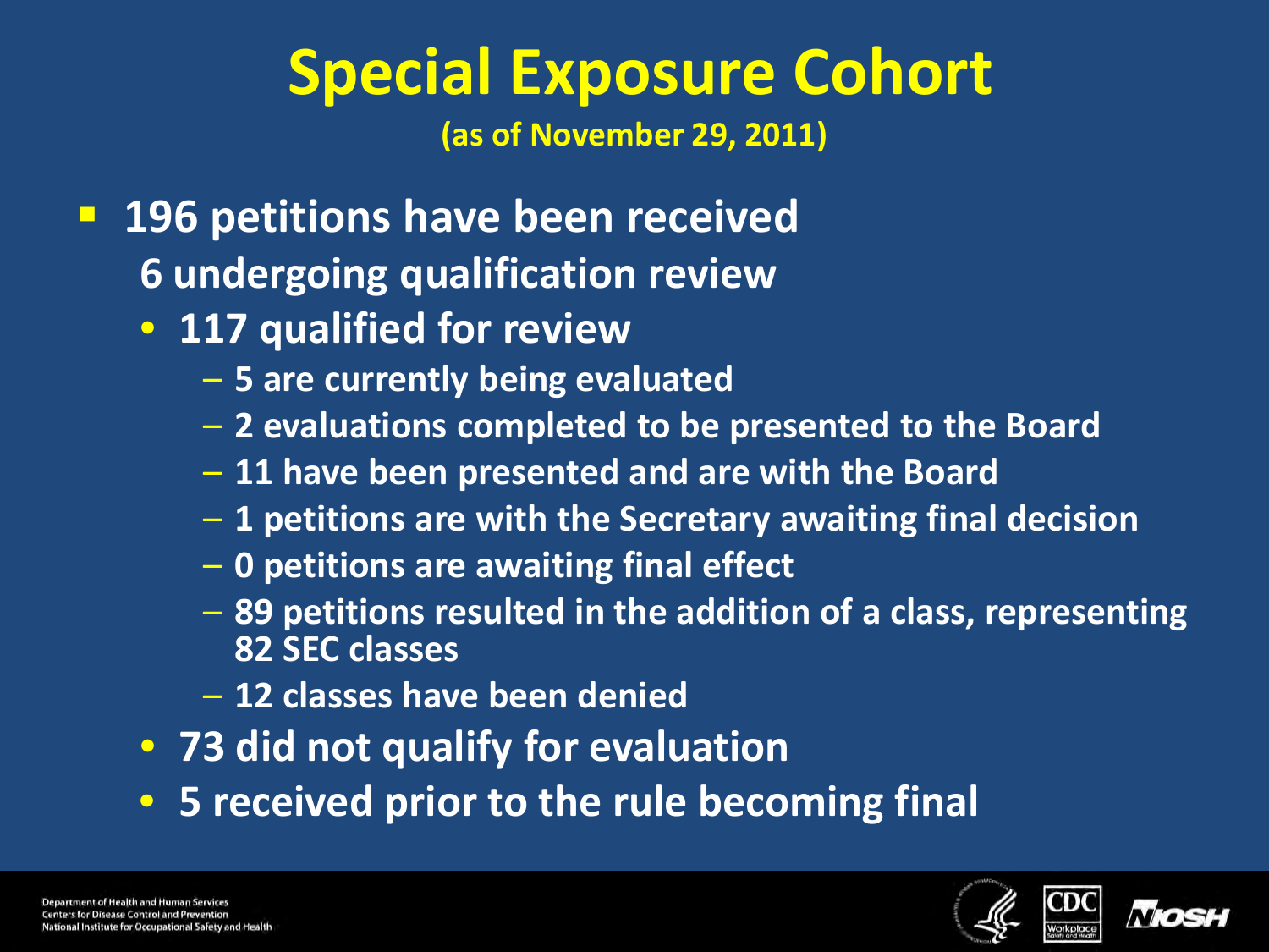# Special Exposure Cohort

**(as of November 29, 2011)**

- **196 petitions have been received**
  **6 undergoing qualification review**
  - **117 qualified for review**
    - 5 are currently being evaluated
    - 2 evaluations completed to be presented to the Board
    - 11 have been presented and are with the Board
    - 1 petitions are with the Secretary awaiting final decision
    - 0 petitions are awaiting final effect
    - 89 petitions resulted in the addition of a class, representing 82 SEC classes
    - 12 classes have been denied
  - **73 did not qualify for evaluation**
  - **5 received prior to the rule becoming final**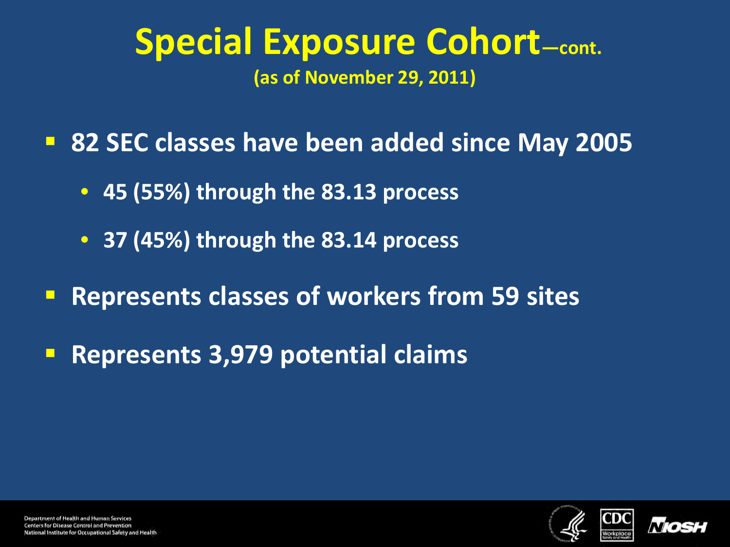# Special Exposure Cohort—cont.

**(as of November 29, 2011)**

- **82 SEC classes have been added since May 2005**
  - **45 (55%) through the 83.13 process**
  - **37 (45%) through the 83.14 process**
- **Represents classes of workers from 59 sites**
- **Represents 3,979 potential claims**